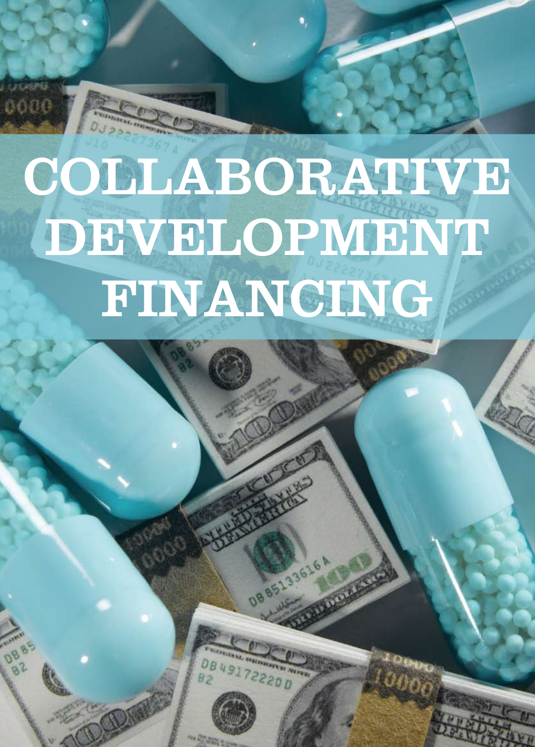# COLLABORATIVE DEVELOPMENT FINANCING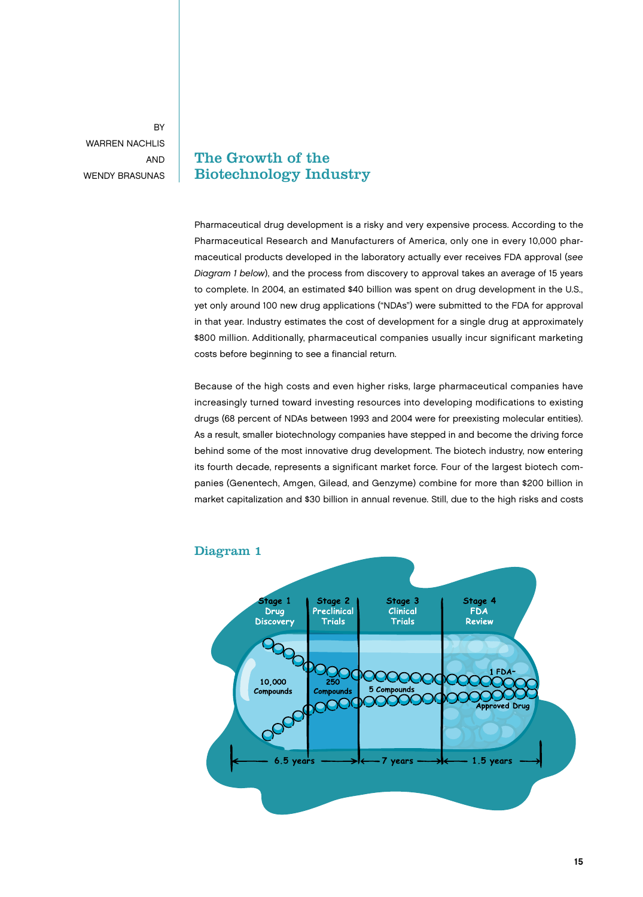BY
WARREN NACHLIS
AND
WENDY BRASUNAS

# The Growth of the Biotechnology Industry

Pharmaceutical drug development is a risky and very expensive process. According to the Pharmaceutical Research and Manufacturers of America, only one in every 10,000 pharmaceutical products developed in the laboratory actually ever receives FDA approval (*see Diagram 1 below*), and the process from discovery to approval takes an average of 15 years to complete. In 2004, an estimated $40 billion was spent on drug development in the U.S., yet only around 100 new drug applications ("NDAs") were submitted to the FDA for approval in that year. Industry estimates the cost of development for a single drug at approximately $800 million. Additionally, pharmaceutical companies usually incur significant marketing costs before beginning to see a financial return.

Because of the high costs and even higher risks, large pharmaceutical companies have increasingly turned toward investing resources into developing modifications to existing drugs (68 percent of NDAs between 1993 and 2004 were for preexisting molecular entities). As a result, smaller biotechnology companies have stepped in and become the driving force behind some of the most innovative drug development. The biotech industry, now entering its fourth decade, represents a significant market force. Four of the largest biotech companies (Genentech, Amgen, Gilead, and Genzyme) combine for more than $200 billion in market capitalization and $30 billion in annual revenue. Still, due to the high risks and costs

## Diagram 1

Stage 1 Drug Discovery — 10,000 Compounds — 6.5 years

Stage 2 Preclinical Trials — 250 Compounds

Stage 3 Clinical Trials — 5 Compounds — 7 years

Stage 4 FDA Review — 1 FDA-Approved Drug — 1.5 years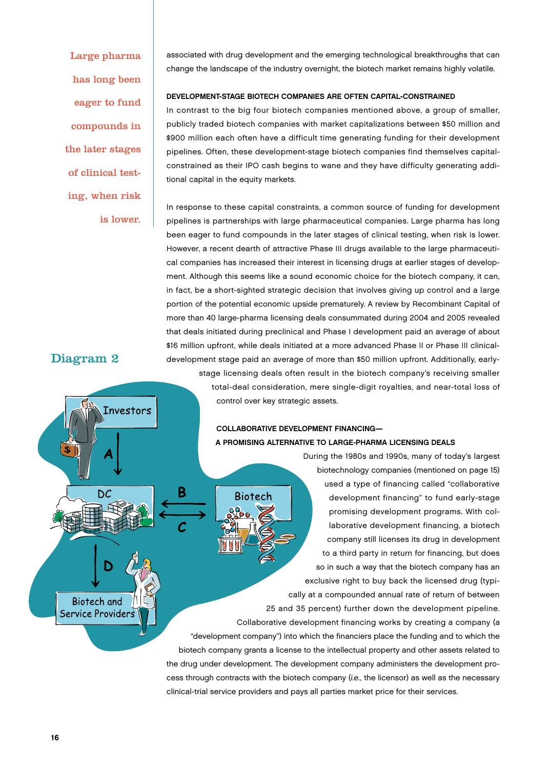associated with drug development and the emerging technological breakthroughs that can change the landscape of the industry overnight, the biotech market remains highly volatile.

> Large pharma has long been eager to fund compounds in the later stages of clinical testing, when risk is lower.

**DEVELOPMENT-STAGE BIOTECH COMPANIES ARE OFTEN CAPITAL-CONSTRAINED**

In contrast to the big four biotech companies mentioned above, a group of smaller, publicly traded biotech companies with market capitalizations between $50 million and $900 million each often have a difficult time generating funding for their development pipelines. Often, these development-stage biotech companies find themselves capital-constrained as their IPO cash begins to wane and they have difficulty generating additional capital in the equity markets.

In response to these capital constraints, a common source of funding for development pipelines is partnerships with large pharmaceutical companies. Large pharma has long been eager to fund compounds in the later stages of clinical testing, when risk is lower. However, a recent dearth of attractive Phase III drugs available to the large pharmaceutical companies has increased their interest in licensing drugs at earlier stages of development. Although this seems like a sound economic choice for the biotech company, it can, in fact, be a short-sighted strategic decision that involves giving up control and a large portion of the potential economic upside prematurely. A review by Recombinant Capital of more than 40 large-pharma licensing deals consummated during 2004 and 2005 revealed that deals initiated during preclinical and Phase I development paid an average of about $16 million upfront, while deals initiated at a more advanced Phase II or Phase III clinical-development stage paid an average of more than $50 million upfront. Additionally, early-stage licensing deals often result in the biotech company's receiving smaller total-deal consideration, mere single-digit royalties, and near-total loss of control over key strategic assets.

**Diagram 2**

Investors → A → DC; DC ← B — Biotech; DC — C → Biotech; DC → D → Biotech and Service Providers

**COLLABORATIVE DEVELOPMENT FINANCING— A PROMISING ALTERNATIVE TO LARGE-PHARMA LICENSING DEALS**

During the 1980s and 1990s, many of today's largest biotechnology companies (mentioned on page 15) used a type of financing called "collaborative development financing" to fund early-stage promising development programs. With collaborative development financing, a biotech company still licenses its drug in development to a third party in return for financing, but does so in such a way that the biotech company has an exclusive right to buy back the licensed drug (typically at a compounded annual rate of return of between 25 and 35 percent) further down the development pipeline. Collaborative development financing works by creating a company (a "development company") into which the financiers place the funding and to which the biotech company grants a license to the intellectual property and other assets related to the drug under development. The development company administers the development process through contracts with the biotech company (*i.e.*, the licensor) as well as the necessary clinical-trial service providers and pays all parties market price for their services.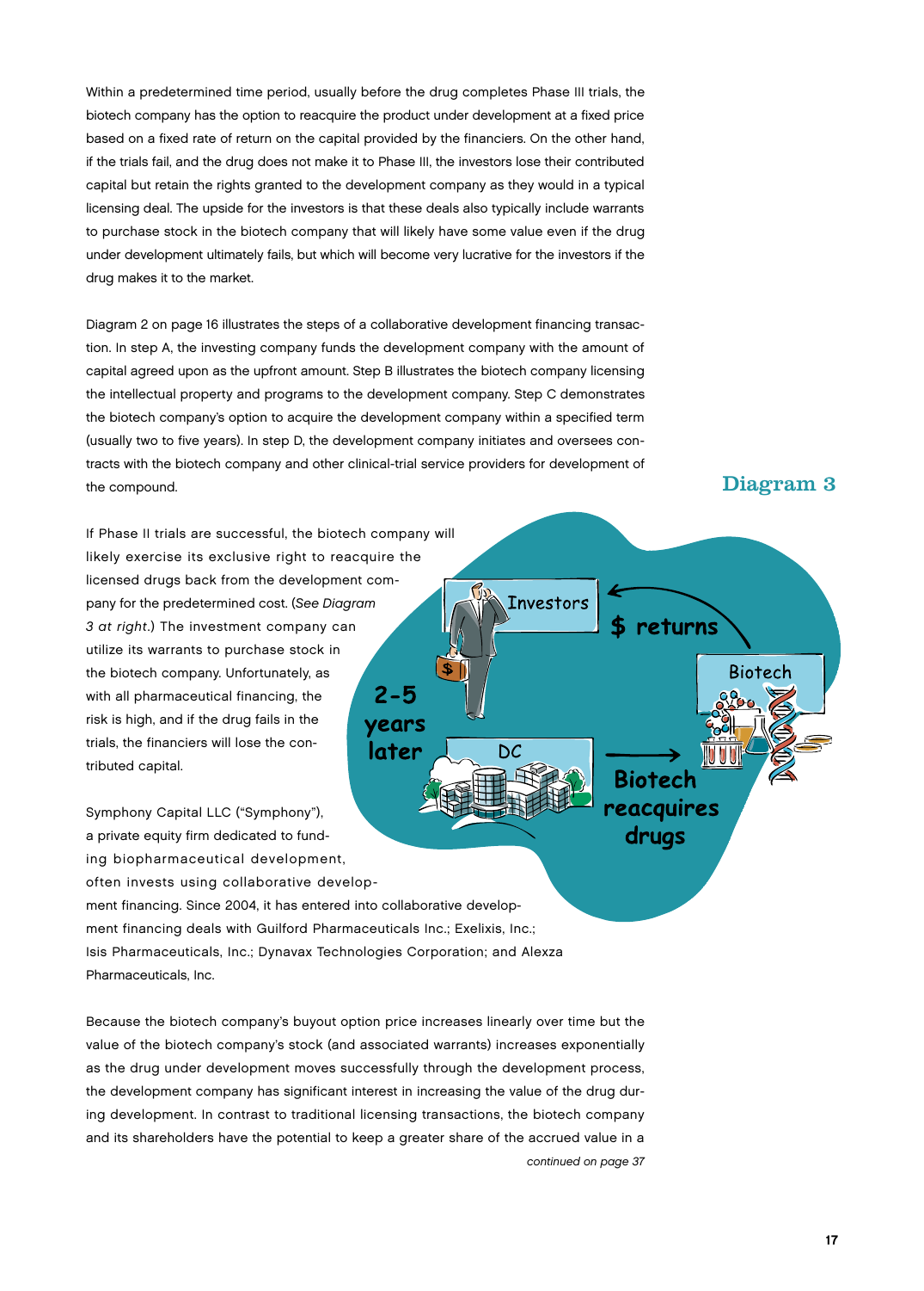Within a predetermined time period, usually before the drug completes Phase III trials, the biotech company has the option to reacquire the product under development at a fixed price based on a fixed rate of return on the capital provided by the financiers. On the other hand, if the trials fail, and the drug does not make it to Phase III, the investors lose their contributed capital but retain the rights granted to the development company as they would in a typical licensing deal. The upside for the investors is that these deals also typically include warrants to purchase stock in the biotech company that will likely have some value even if the drug under development ultimately fails, but which will become very lucrative for the investors if the drug makes it to the market.

Diagram 2 on page 16 illustrates the steps of a collaborative development financing transaction. In step A, the investing company funds the development company with the amount of capital agreed upon as the upfront amount. Step B illustrates the biotech company licensing the intellectual property and programs to the development company. Step C demonstrates the biotech company's option to acquire the development company within a specified term (usually two to five years). In step D, the development company initiates and oversees contracts with the biotech company and other clinical-trial service providers for development of the compound.

## Diagram 3

If Phase II trials are successful, the biotech company will likely exercise its exclusive right to reacquire the licensed drugs back from the development company for the predetermined cost. (*See Diagram 3 at right.*) The investment company can utilize its warrants to purchase stock in the biotech company. Unfortunately, as with all pharmaceutical financing, the risk is high, and if the drug fails in the trials, the financiers will lose the contributed capital.

Symphony Capital LLC ("Symphony"), a private equity firm dedicated to funding biopharmaceutical development, often invests using collaborative development financing. Since 2004, it has entered into collaborative development financing deals with Guilford Pharmaceuticals Inc.; Exelixis, Inc.; Isis Pharmaceuticals, Inc.; Dynavax Technologies Corporation; and Alexza Pharmaceuticals, Inc.

Because the biotech company's buyout option price increases linearly over time but the value of the biotech company's stock (and associated warrants) increases exponentially as the drug under development moves successfully through the development process, the development company has significant interest in increasing the value of the drug during development. In contrast to traditional licensing transactions, the biotech company and its shareholders have the potential to keep a greater share of the accrued value in a

*continued on page 37*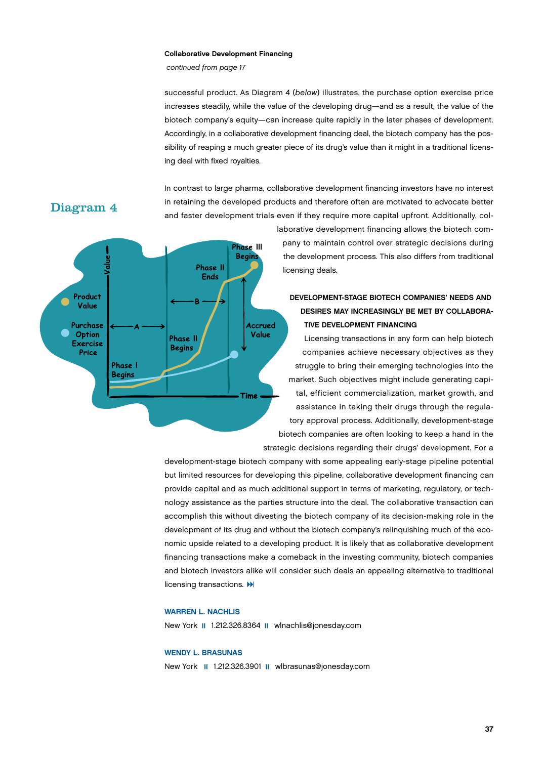**Collaborative Development Financing**

*continued from page 17*

successful product. As Diagram 4 (*below*) illustrates, the purchase option exercise price increases steadily, while the value of the developing drug—and as a result, the value of the biotech company's equity—can increase quite rapidly in the later phases of development. Accordingly, in a collaborative development financing deal, the biotech company has the possibility of reaping a much greater piece of its drug's value than it might in a traditional licensing deal with fixed royalties.

In contrast to large pharma, collaborative development financing investors have no interest in retaining the developed products and therefore often are motivated to advocate better and faster development trials even if they require more capital upfront. Additionally, collaborative development financing allows the biotech company to maintain control over strategic decisions during the development process. This also differs from traditional licensing deals.

## Diagram 4

Value
Product Value
Purchase Option Exercise Price
A
B
Phase I Begins
Phase II Begins
Phase II Ends
Phase III Begins
Accrued Value
Time

### DEVELOPMENT-STAGE BIOTECH COMPANIES' NEEDS AND DESIRES MAY INCREASINGLY BE MET BY COLLABORATIVE DEVELOPMENT FINANCING

Licensing transactions in any form can help biotech companies achieve necessary objectives as they struggle to bring their emerging technologies into the market. Such objectives might include generating capital, efficient commercialization, market growth, and assistance in taking their drugs through the regulatory approval process. Additionally, development-stage biotech companies are often looking to keep a hand in the strategic decisions regarding their drugs' development. For a development-stage biotech company with some appealing early-stage pipeline potential but limited resources for developing this pipeline, collaborative development financing can provide capital and as much additional support in terms of marketing, regulatory, or technology assistance as the parties structure into the deal. The collaborative transaction can accomplish this without divesting the biotech company of its decision-making role in the development of its drug and without the biotech company's relinquishing much of the economic upside related to a developing product. It is likely that as collaborative development financing transactions make a comeback in the investing community, biotech companies and biotech investors alike will consider such deals an appealing alternative to traditional licensing transactions. ⏭

**WARREN L. NACHLIS**

New York ॥ 1.212.326.8364 ॥ wlnachlis@jonesday.com

**WENDY L. BRASUNAS**

New York ॥ 1.212.326.3901 ॥ wlbrasunas@jonesday.com